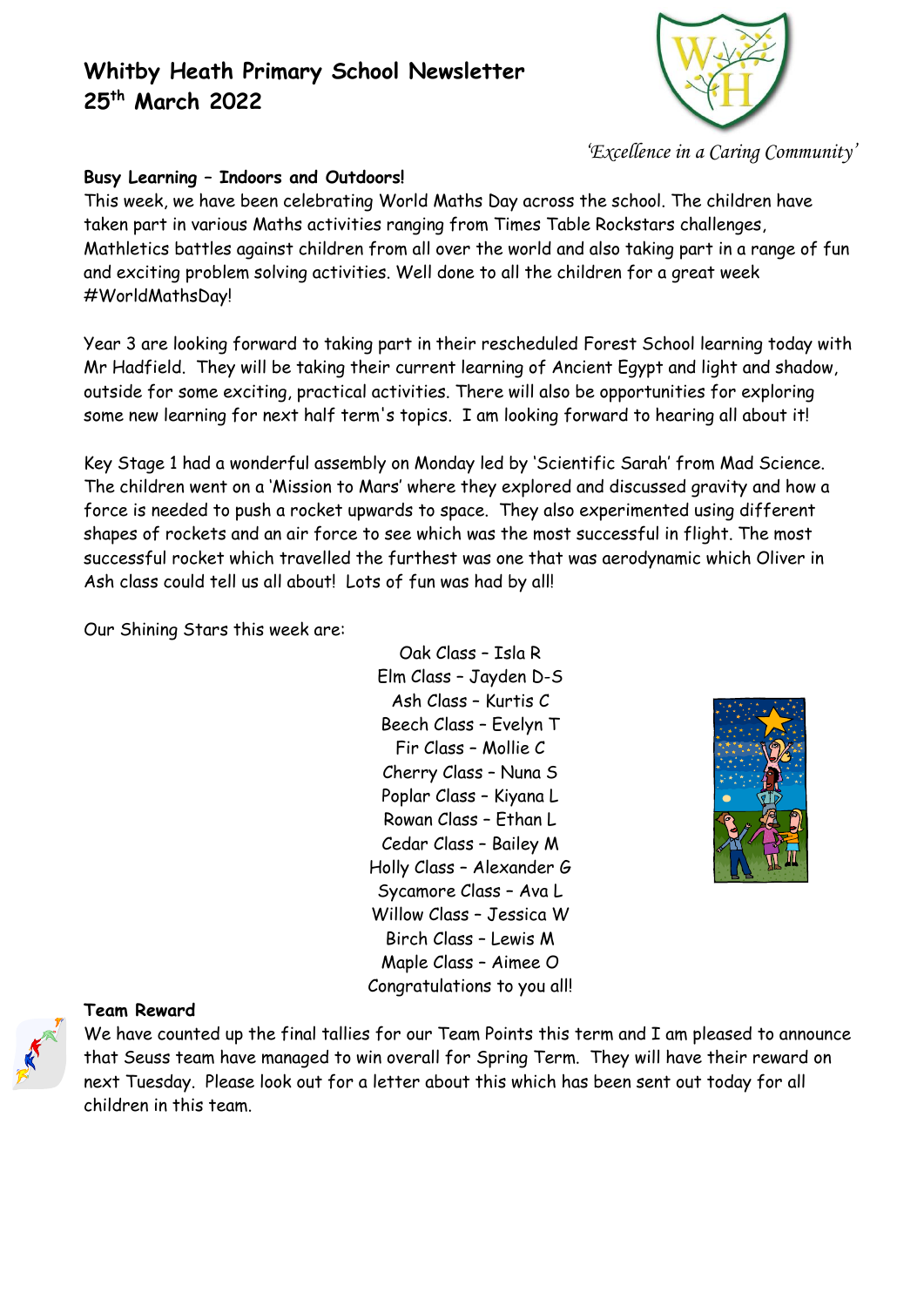# Whitby Heath Primary School Newsletter
# 25th March 2022

*'Excellence in a Caring Community'*

**Busy Learning – Indoors and Outdoors!**

This week, we have been celebrating World Maths Day across the school. The children have taken part in various Maths activities ranging from Times Table Rockstars challenges, Mathletics battles against children from all over the world and also taking part in a range of fun and exciting problem solving activities. Well done to all the children for a great week #WorldMathsDay!

Year 3 are looking forward to taking part in their rescheduled Forest School learning today with Mr Hadfield. They will be taking their current learning of Ancient Egypt and light and shadow, outside for some exciting, practical activities. There will also be opportunities for exploring some new learning for next half term's topics. I am looking forward to hearing all about it!

Key Stage 1 had a wonderful assembly on Monday led by 'Scientific Sarah' from Mad Science. The children went on a 'Mission to Mars' where they explored and discussed gravity and how a force is needed to push a rocket upwards to space. They also experimented using different shapes of rockets and an air force to see which was the most successful in flight. The most successful rocket which travelled the furthest was one that was aerodynamic which Oliver in Ash class could tell us all about! Lots of fun was had by all!

Our Shining Stars this week are:

Oak Class – Isla R
Elm Class – Jayden D-S
Ash Class – Kurtis C
Beech Class – Evelyn T
Fir Class – Mollie C
Cherry Class – Nuna S
Poplar Class – Kiyana L
Rowan Class – Ethan L
Cedar Class – Bailey M
Holly Class – Alexander G
Sycamore Class – Ava L
Willow Class – Jessica W
Birch Class – Lewis M
Maple Class – Aimee O
Congratulations to you all!

**Team Reward**

We have counted up the final tallies for our Team Points this term and I am pleased to announce that Seuss team have managed to win overall for Spring Term. They will have their reward on next Tuesday. Please look out for a letter about this which has been sent out today for all children in this team.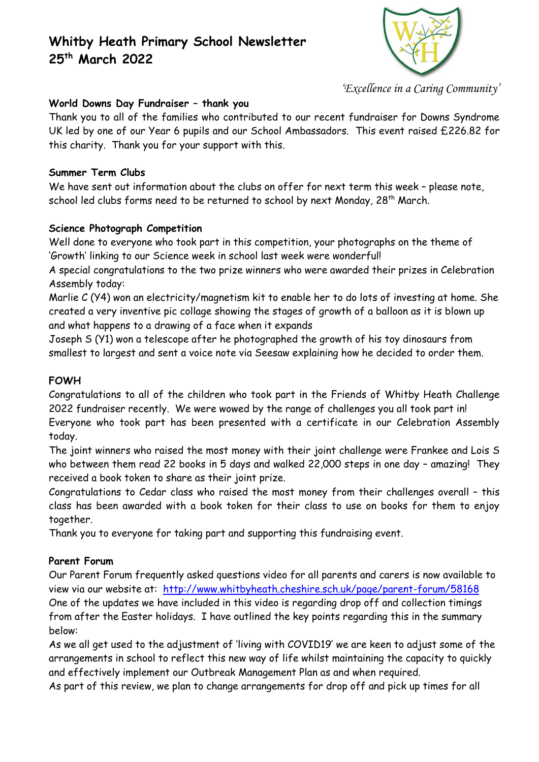# Whitby Heath Primary School Newsletter
# 25th March 2022

*'Excellence in a Caring Community'*

**World Downs Day Fundraiser – thank you**

Thank you to all of the families who contributed to our recent fundraiser for Downs Syndrome UK led by one of our Year 6 pupils and our School Ambassadors. This event raised £226.82 for this charity. Thank you for your support with this.

**Summer Term Clubs**

We have sent out information about the clubs on offer for next term this week – please note, school led clubs forms need to be returned to school by next Monday, 28th March.

**Science Photograph Competition**

Well done to everyone who took part in this competition, your photographs on the theme of 'Growth' linking to our Science week in school last week were wonderful!

A special congratulations to the two prize winners who were awarded their prizes in Celebration Assembly today:

Marlie C (Y4) won an electricity/magnetism kit to enable her to do lots of investing at home. She created a very inventive pic collage showing the stages of growth of a balloon as it is blown up and what happens to a drawing of a face when it expands

Joseph S (Y1) won a telescope after he photographed the growth of his toy dinosaurs from smallest to largest and sent a voice note via Seesaw explaining how he decided to order them.

**FOWH**

Congratulations to all of the children who took part in the Friends of Whitby Heath Challenge 2022 fundraiser recently. We were wowed by the range of challenges you all took part in!

Everyone who took part has been presented with a certificate in our Celebration Assembly today.

The joint winners who raised the most money with their joint challenge were Frankee and Lois S who between them read 22 books in 5 days and walked 22,000 steps in one day – amazing! They received a book token to share as their joint prize.

Congratulations to Cedar class who raised the most money from their challenges overall – this class has been awarded with a book token for their class to use on books for them to enjoy together.

Thank you to everyone for taking part and supporting this fundraising event.

**Parent Forum**

Our Parent Forum frequently asked questions video for all parents and carers is now available to view via our website at: http://www.whitbyheath.cheshire.sch.uk/page/parent-forum/58168

One of the updates we have included in this video is regarding drop off and collection timings from after the Easter holidays. I have outlined the key points regarding this in the summary below:

As we all get used to the adjustment of 'living with COVID19' we are keen to adjust some of the arrangements in school to reflect this new way of life whilst maintaining the capacity to quickly and effectively implement our Outbreak Management Plan as and when required.

As part of this review, we plan to change arrangements for drop off and pick up times for all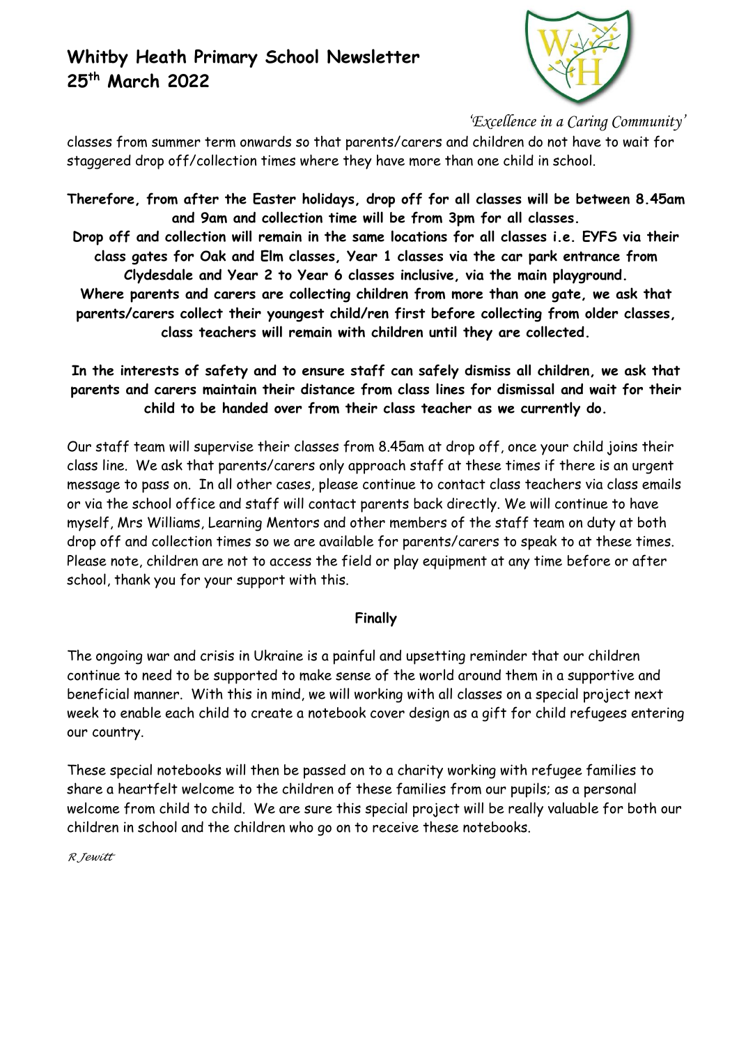classes from summer term onwards so that parents/carers and children do not have to wait for staggered drop off/collection times where they have more than one child in school.

**Therefore, from after the Easter holidays, drop off for all classes will be between 8.45am and 9am and collection time will be from 3pm for all classes.**
**Drop off and collection will remain in the same locations for all classes i.e. EYFS via their class gates for Oak and Elm classes, Year 1 classes via the car park entrance from Clydesdale and Year 2 to Year 6 classes inclusive, via the main playground.**
**Where parents and carers are collecting children from more than one gate, we ask that parents/carers collect their youngest child/ren first before collecting from older classes, class teachers will remain with children until they are collected.**

**In the interests of safety and to ensure staff can safely dismiss all children, we ask that parents and carers maintain their distance from class lines for dismissal and wait for their child to be handed over from their class teacher as we currently do.**

Our staff team will supervise their classes from 8.45am at drop off, once your child joins their class line. We ask that parents/carers only approach staff at these times if there is an urgent message to pass on. In all other cases, please continue to contact class teachers via class emails or via the school office and staff will contact parents back directly. We will continue to have myself, Mrs Williams, Learning Mentors and other members of the staff team on duty at both drop off and collection times so we are available for parents/carers to speak to at these times. Please note, children are not to access the field or play equipment at any time before or after school, thank you for your support with this.

**Finally**

The ongoing war and crisis in Ukraine is a painful and upsetting reminder that our children continue to need to be supported to make sense of the world around them in a supportive and beneficial manner. With this in mind, we will working with all classes on a special project next week to enable each child to create a notebook cover design as a gift for child refugees entering our country.

These special notebooks will then be passed on to a charity working with refugee families to share a heartfelt welcome to the children of these families from our pupils; as a personal welcome from child to child. We are sure this special project will be really valuable for both our children in school and the children who go on to receive these notebooks.

*R Jewitt*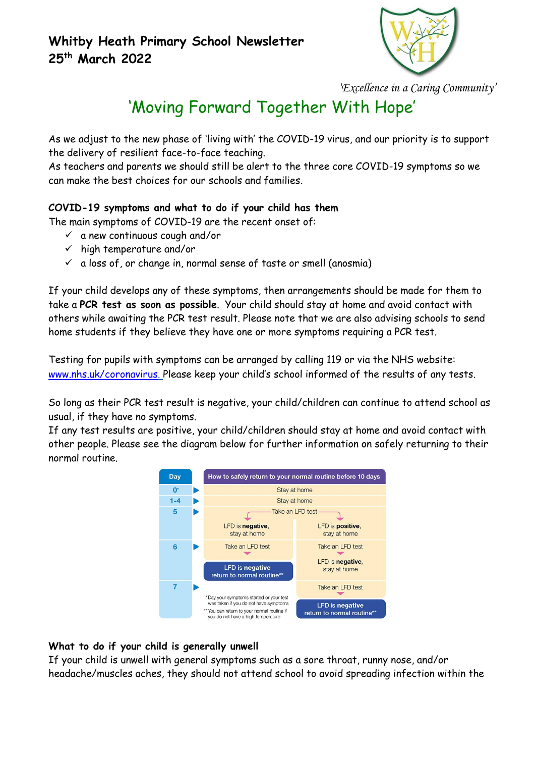# Whitby Heath Primary School Newsletter
# 25th March 2022

*'Excellence in a Caring Community'*

## 'Moving Forward Together With Hope'

As we adjust to the new phase of 'living with' the COVID-19 virus, and our priority is to support the delivery of resilient face-to-face teaching.
As teachers and parents we should still be alert to the three core COVID-19 symptoms so we can make the best choices for our schools and families.

**COVID-19 symptoms and what to do if your child has them**
The main symptoms of COVID-19 are the recent onset of:

- ✓ a new continuous cough and/or
- ✓ high temperature and/or
- ✓ a loss of, or change in, normal sense of taste or smell (anosmia)

If your child develops any of these symptoms, then arrangements should be made for them to take a **PCR test as soon as possible**. Your child should stay at home and avoid contact with others while awaiting the PCR test result. Please note that we are also advising schools to send home students if they believe they have one or more symptoms requiring a PCR test.

Testing for pupils with symptoms can be arranged by calling 119 or via the NHS website: [www.nhs.uk/coronavirus.](www.nhs.uk/coronavirus) Please keep your child's school informed of the results of any tests.

So long as their PCR test result is negative, your child/children can continue to attend school as usual, if they have no symptoms.
If any test results are positive, your child/children should stay at home and avoid contact with other people. Please see the diagram below for further information on safely returning to their normal routine.

| Day | How to safely return to your normal routine before 10 days | |
|---|---|---|
| 0* | Stay at home | |
| 1-4 | Stay at home | |
| 5 | Take an LFD test: LFD is **negative**, stay at home | Take an LFD test: LFD is **positive**, stay at home |
| 6 | Take an LFD test → **LFD is negative** return to normal routine** | Take an LFD test → LFD is **negative**, stay at home |
| 7 | | Take an LFD test → **LFD is negative** return to normal routine** |

*Day your symptoms started or your test was taken if you do not have symptoms
**You can return to your normal routine if you do not have a high temperature

**What to do if your child is generally unwell**
If your child is unwell with general symptoms such as a sore throat, runny nose, and/or headache/muscles aches, they should not attend school to avoid spreading infection within the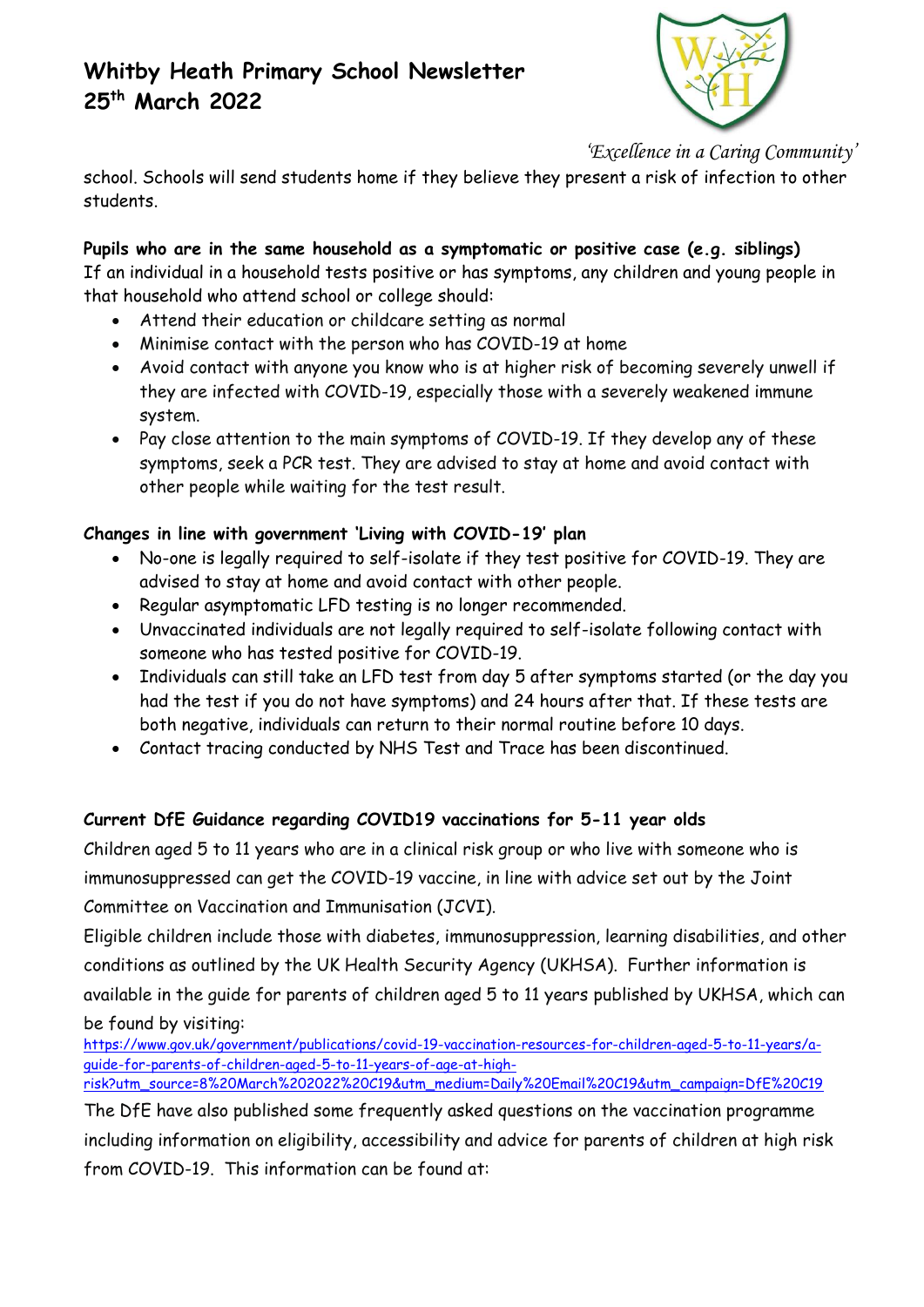school. Schools will send students home if they believe they present a risk of infection to other students.

**Pupils who are in the same household as a symptomatic or positive case (e.g. siblings)**
If an individual in a household tests positive or has symptoms, any children and young people in that household who attend school or college should:

- Attend their education or childcare setting as normal
- Minimise contact with the person who has COVID-19 at home
- Avoid contact with anyone you know who is at higher risk of becoming severely unwell if they are infected with COVID-19, especially those with a severely weakened immune system.
- Pay close attention to the main symptoms of COVID-19. If they develop any of these symptoms, seek a PCR test. They are advised to stay at home and avoid contact with other people while waiting for the test result.

**Changes in line with government 'Living with COVID-19' plan**

- No-one is legally required to self-isolate if they test positive for COVID-19. They are advised to stay at home and avoid contact with other people.
- Regular asymptomatic LFD testing is no longer recommended.
- Unvaccinated individuals are not legally required to self-isolate following contact with someone who has tested positive for COVID-19.
- Individuals can still take an LFD test from day 5 after symptoms started (or the day you had the test if you do not have symptoms) and 24 hours after that. If these tests are both negative, individuals can return to their normal routine before 10 days.
- Contact tracing conducted by NHS Test and Trace has been discontinued.

**Current DfE Guidance regarding COVID19 vaccinations for 5-11 year olds**

Children aged 5 to 11 years who are in a clinical risk group or who live with someone who is immunosuppressed can get the COVID-19 vaccine, in line with advice set out by the Joint Committee on Vaccination and Immunisation (JCVI).

Eligible children include those with diabetes, immunosuppression, learning disabilities, and other conditions as outlined by the UK Health Security Agency (UKHSA). Further information is available in the guide for parents of children aged 5 to 11 years published by UKHSA, which can be found by visiting:
https://www.gov.uk/government/publications/covid-19-vaccination-resources-for-children-aged-5-to-11-years/a-guide-for-parents-of-children-aged-5-to-11-years-of-age-at-high-risk?utm_source=8%20March%202022%20C19&utm_medium=Daily%20Email%20C19&utm_campaign=DfE%20C19

The DfE have also published some frequently asked questions on the vaccination programme including information on eligibility, accessibility and advice for parents of children at high risk from COVID-19. This information can be found at: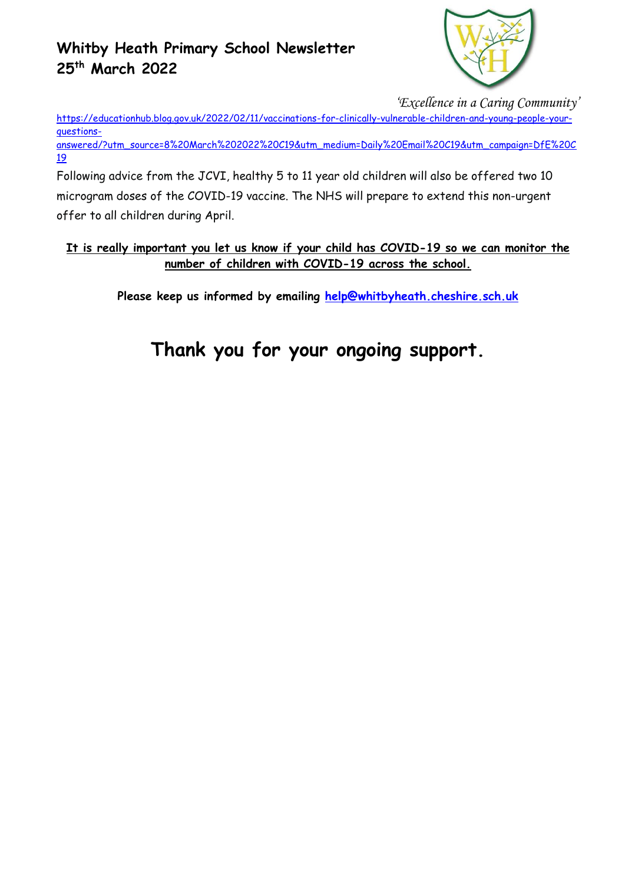## Whitby Heath Primary School Newsletter
## 25th March 2022

*'Excellence in a Caring Community'*

https://educationhub.blog.gov.uk/2022/02/11/vaccinations-for-clinically-vulnerable-children-and-young-people-your-questions-answered/?utm_source=8%20March%202022%20C19&utm_medium=Daily%20Email%20C19&utm_campaign=DfE%20C19

Following advice from the JCVI, healthy 5 to 11 year old children will also be offered two 10 microgram doses of the COVID-19 vaccine. The NHS will prepare to extend this non-urgent offer to all children during April.

**It is really important you let us know if your child has COVID-19 so we can monitor the number of children with COVID-19 across the school.**

**Please keep us informed by emailing help@whitbyheath.cheshire.sch.uk**

# Thank you for your ongoing support.